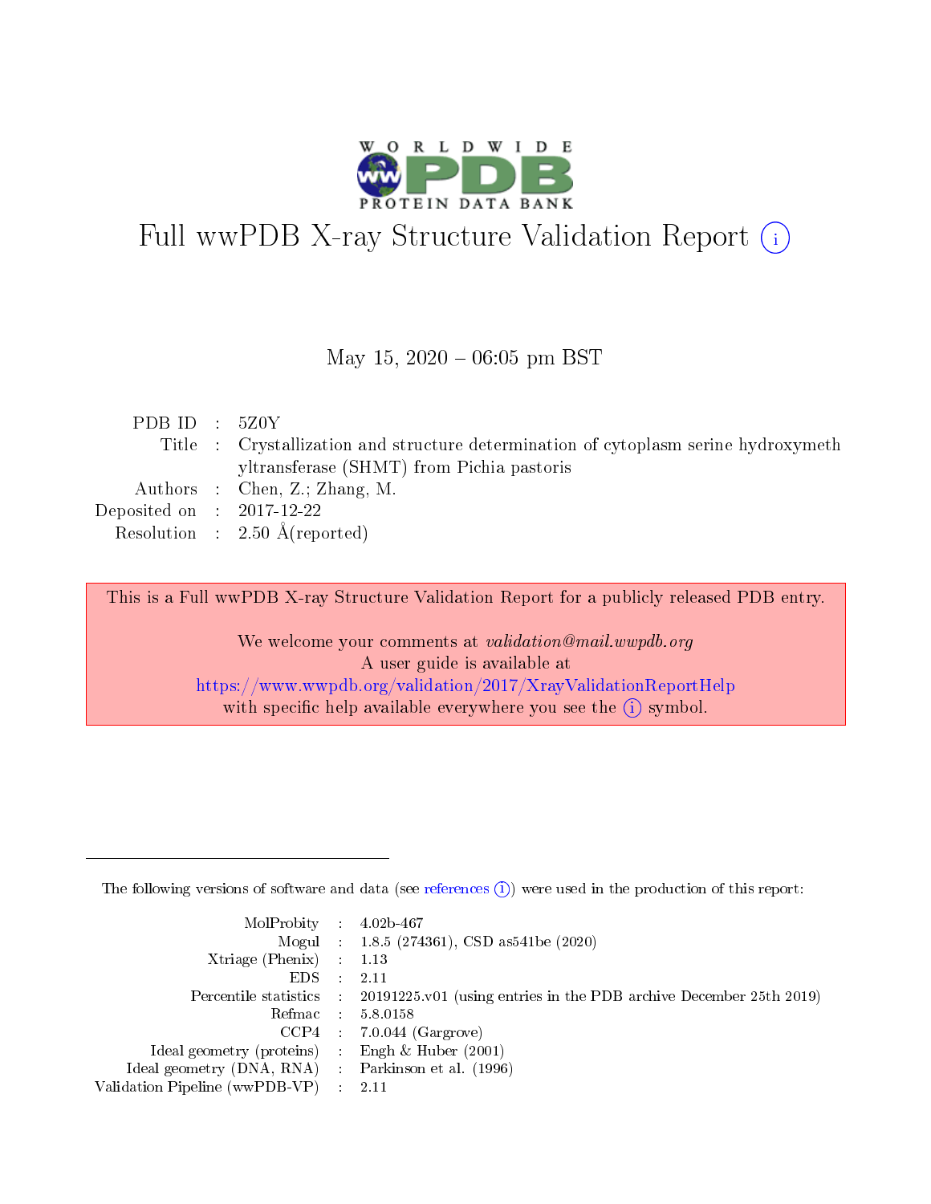# Full wwPDB X-ray Structure Validation Report (i)

May 15, 2020 – 06:05 pm BST

| | | |
|---|---|---|
| PDB ID | : | 5Z0Y |
| Title | : | Crystallization and structure determination of cytoplasm serine hydroxymethyltransferase (SHMT) from Pichia pastoris |
| Authors | : | Chen, Z.; Zhang, M. |
| Deposited on | : | 2017-12-22 |
| Resolution | : | 2.50 Å(reported) |

This is a Full wwPDB X-ray Structure Validation Report for a publicly released PDB entry.

We welcome your comments at *validation@mail.wwpdb.org*
A user guide is available at
https://www.wwpdb.org/validation/2017/XrayValidationReportHelp
with specific help available everywhere you see the (i) symbol.

---

The following versions of software and data (see references (i)) were used in the production of this report:

| | | |
|---|---|---|
| MolProbity | : | 4.02b-467 |
| Mogul | : | 1.8.5 (274361), CSD as541be (2020) |
| Xtriage (Phenix) | : | 1.13 |
| EDS | : | 2.11 |
| Percentile statistics | : | 20191225.v01 (using entries in the PDB archive December 25th 2019) |
| Refmac | : | 5.8.0158 |
| CCP4 | : | 7.0.044 (Gargrove) |
| Ideal geometry (proteins) | : | Engh & Huber (2001) |
| Ideal geometry (DNA, RNA) | : | Parkinson et al. (1996) |
| Validation Pipeline (wwPDB-VP) | : | 2.11 |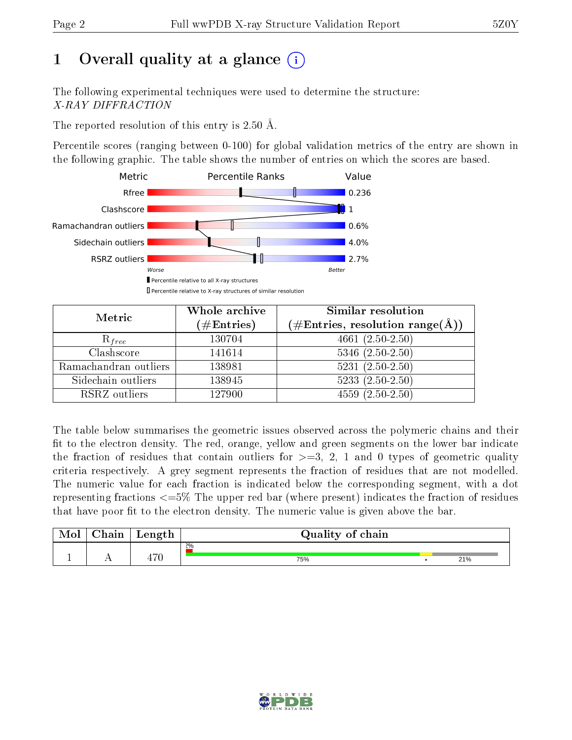# 1 Overall quality at a glance (i)

The following experimental techniques were used to determine the structure:
*X-RAY DIFFRACTION*

The reported resolution of this entry is 2.50 Å.

Percentile scores (ranging between 0-100) for global validation metrics of the entry are shown in the following graphic. The table shows the number of entries on which the scores are based.

| Metric | Value |
|---|---|
| Rfree | 0.236 |
| Clashscore | 1 |
| Ramachandran outliers | 0.6% |
| Sidechain outliers | 4.0% |
| RSRZ outliers | 2.7% |

Worse — Better

▮ Percentile relative to all X-ray structures
▯ Percentile relative to X-ray structures of similar resolution

| Metric | Whole archive (#Entries) | Similar resolution (#Entries, resolution range(Å)) |
|---|---|---|
| $R_{free}$ | 130704 | 4661 (2.50-2.50) |
| Clashscore | 141614 | 5346 (2.50-2.50) |
| Ramachandran outliers | 138981 | 5231 (2.50-2.50) |
| Sidechain outliers | 138945 | 5233 (2.50-2.50) |
| RSRZ outliers | 127900 | 4559 (2.50-2.50) |

The table below summarises the geometric issues observed across the polymeric chains and their fit to the electron density. The red, orange, yellow and green segments on the lower bar indicate the fraction of residues that contain outliers for >=3, 2, 1 and 0 types of geometric quality criteria respectively. A grey segment represents the fraction of residues that are not modelled. The numeric value for each fraction is indicated below the corresponding segment, with a dot representing fractions <=5% The upper red bar (where present) indicates the fraction of residues that have poor fit to the electron density. The numeric value is given above the bar.

| Mol | Chain | Length | Quality of chain |
|---|---|---|---|
| 1 | A | 470 | 2%; 75% • 21% |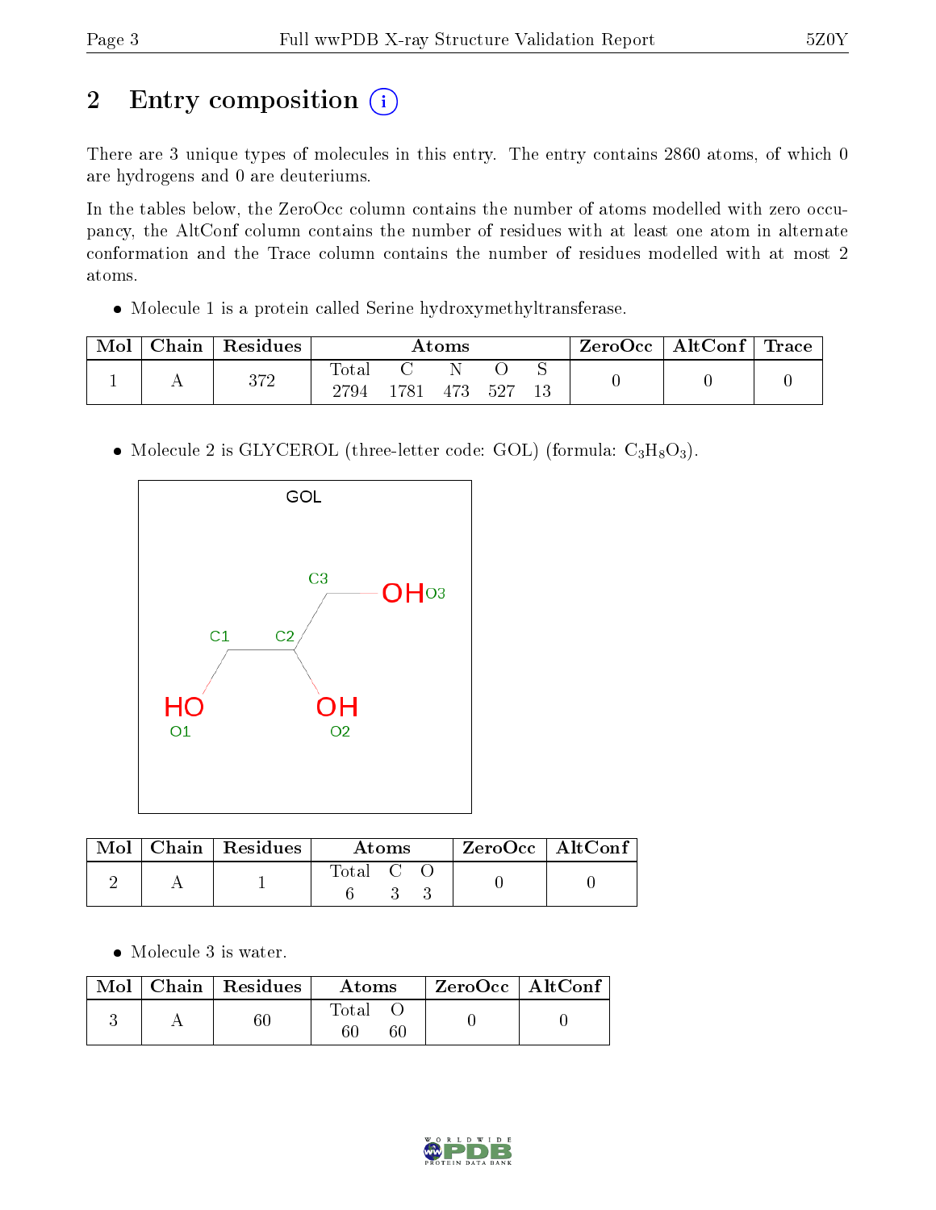# 2 Entry composition

There are 3 unique types of molecules in this entry. The entry contains 2860 atoms, of which 0 are hydrogens and 0 are deuteriums.

In the tables below, the ZeroOcc column contains the number of atoms modelled with zero occupancy, the AltConf column contains the number of residues with at least one atom in alternate conformation and the Trace column contains the number of residues modelled with at most 2 atoms.

- Molecule 1 is a protein called Serine hydroxymethyltransferase.

| Mol | Chain | Residues | Atoms | | | | | ZeroOcc | AltConf | Trace |
|---|---|---|---|---|---|---|---|---|---|---|
| | | | Total | C | N | O | S | | | |
| 1 | A | 372 | 2794 | 1781 | 473 | 527 | 13 | 0 | 0 | 0 |

- Molecule 2 is GLYCEROL (three-letter code: GOL) (formula: $C_3H_8O_3$).

| Mol | Chain | Residues | Atoms | | | ZeroOcc | AltConf |
|---|---|---|---|---|---|---|---|
| | | | Total | C | O | | |
| 2 | A | 1 | 6 | 3 | 3 | 0 | 0 |

- Molecule 3 is water.

| Mol | Chain | Residues | Atoms | | ZeroOcc | AltConf |
|---|---|---|---|---|---|---|
| | | | Total | O | | |
| 3 | A | 60 | 60 | 60 | 0 | 0 |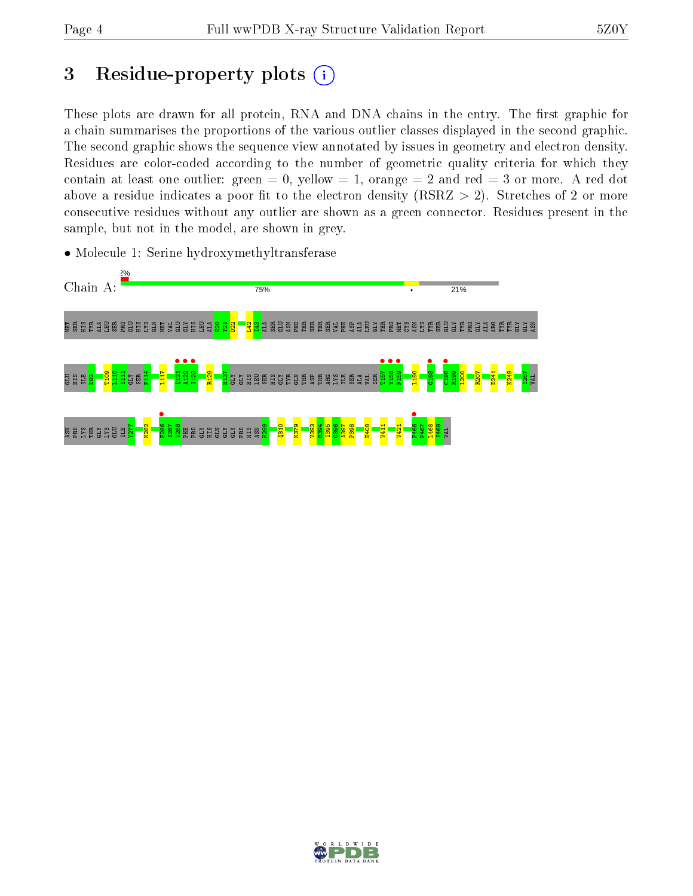# 3 Residue-property plots

These plots are drawn for all protein, RNA and DNA chains in the entry. The first graphic for a chain summarises the proportions of the various outlier classes displayed in the second graphic. The second graphic shows the sequence view annotated by issues in geometry and electron density. Residues are color-coded according to the number of geometric quality criteria for which they contain at least one outlier: green = 0, yellow = 1, orange = 2 and red = 3 or more. A red dot above a residue indicates a poor fit to the electron density (RSRZ > 2). Stretches of 2 or more consecutive residues without any outlier are shown as a green connector. Residues present in the sample, but not in the model, are shown in grey.

- Molecule 1: Serine hydroxymethyltransferase

Chain A: 2% | 75% | • | 21%

MET SER HIS TYR ALA LEU SER PRO GLU HIS LYS GLN MET VAL GLU GLY HIS LEU ALA E20 T21 D22 I42 I43 ALA SER GLU ASN PHE THR SER THR SER VAL PHE ASP ALA LEU GLY THR PRO MET CYS ASN LYS TYR SER GLU GLY TYR PRO GLY ALA ARG TYR TYR GLY GLY ASN

GLU HIS ILE D82 T109 L110 S111 GLY SER F114 L117 Q121 A122 I123 R129 H137 GLY GLY HIS LEU SER HIS GLY TYR GLN THR ASP THR ARG LYS ILE SER ALA VAL SER T157 Y158 F159 L190 G193 C198 R199 L200 R207 D241 K249 S267 VAL

ASN PRO LYS THR GLY LYS GLU ILE Y277 N282 F286 S287 V288 PHE PRO GLY HIS GLN GLY PRO HIS ASN H299 Q310 N379 V393 R394 I395 G396 A397 P398 E408 V411 V421 F466 P467 L468 S469 VAL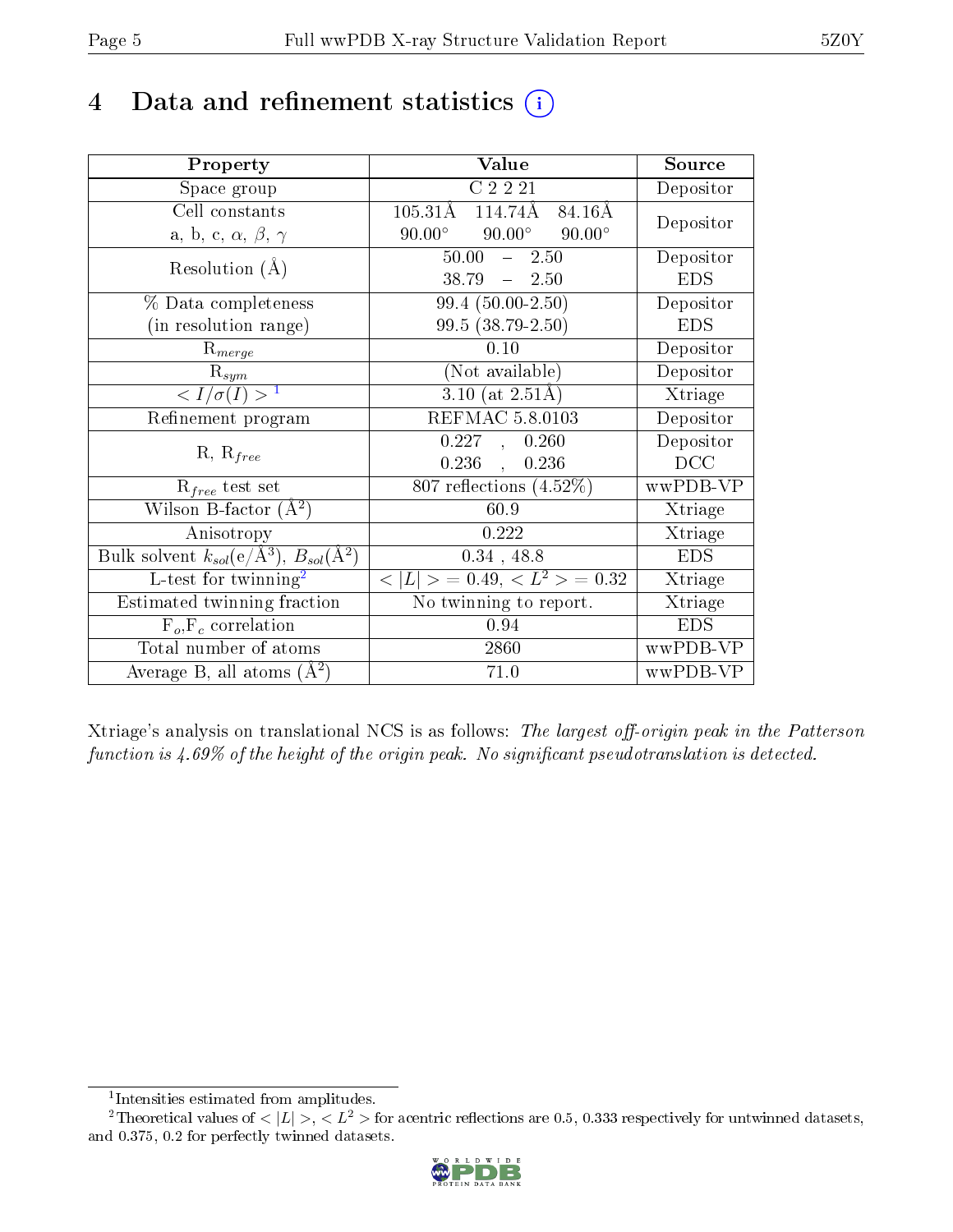# 4 Data and refinement statistics (i)

| Property | Value | Source |
|---|---|---|
| Space group | C 2 2 21 | Depositor |
| Cell constants<br>a, b, c, $\alpha$, $\beta$, $\gamma$ | 105.31Å 114.74Å 84.16Å<br>90.00° 90.00° 90.00° | Depositor |
| Resolution (Å) | 50.00 – 2.50<br>38.79 – 2.50 | Depositor<br>EDS |
| % Data completeness<br>(in resolution range) | 99.4 (50.00-2.50)<br>99.5 (38.79-2.50) | Depositor<br>EDS |
| $R_{merge}$ | 0.10 | Depositor |
| $R_{sym}$ | (Not available) | Depositor |
| $< I/\sigma(I) >$ [1] | 3.10 (at 2.51Å) | Xtriage |
| Refinement program | REFMAC 5.8.0103 | Depositor |
| R, $R_{free}$ | 0.227 , 0.260<br>0.236 , 0.236 | Depositor<br>DCC |
| $R_{free}$ test set | 807 reflections (4.52%) | wwPDB-VP |
| Wilson B-factor (Å$^2$) | 60.9 | Xtriage |
| Anisotropy | 0.222 | Xtriage |
| Bulk solvent $k_{sol}$(e/Å$^3$), $B_{sol}$(Å$^2$) | 0.34 , 48.8 | EDS |
| L-test for twinning[2] | $< \|L\| > = 0.49$, $< L^2 > = 0.32$ | Xtriage |
| Estimated twinning fraction | No twinning to report. | Xtriage |
| $F_o$,$F_c$ correlation | 0.94 | EDS |
| Total number of atoms | 2860 | wwPDB-VP |
| Average B, all atoms (Å$^2$) | 71.0 | wwPDB-VP |

Xtriage's analysis on translational NCS is as follows: *The largest off-origin peak in the Patterson function is 4.69% of the height of the origin peak. No significant pseudotranslation is detected.*

[1] Intensities estimated from amplitudes.

[2] Theoretical values of $< |L| >$, $< L^2 >$ for acentric reflections are 0.5, 0.333 respectively for untwinned datasets, and 0.375, 0.2 for perfectly twinned datasets.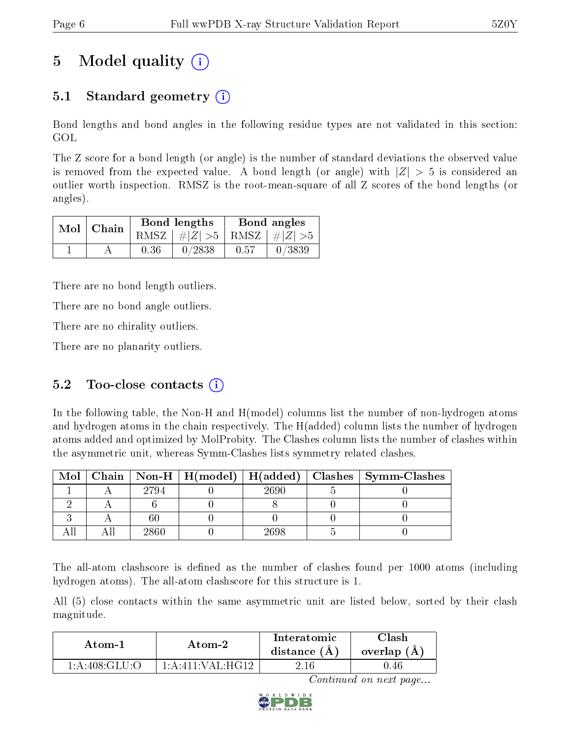# 5 Model quality (i)

## 5.1 Standard geometry (i)

Bond lengths and bond angles in the following residue types are not validated in this section: GOL

The Z score for a bond length (or angle) is the number of standard deviations the observed value is removed from the expected value. A bond length (or angle) with $|Z| > 5$ is considered an outlier worth inspection. RMSZ is the root-mean-square of all Z scores of the bond lengths (or angles).

| Mol | Chain | Bond lengths | | Bond angles | |
|---|---|---|---|---|---|
| | | RMSZ | $\#\|Z\| > 5$ | RMSZ | $\#\|Z\| > 5$ |
| 1 | A | 0.36 | 0/2838 | 0.57 | 0/3839 |

There are no bond length outliers.

There are no bond angle outliers.

There are no chirality outliers.

There are no planarity outliers.

## 5.2 Too-close contacts (i)

In the following table, the Non-H and H(model) columns list the number of non-hydrogen atoms and hydrogen atoms in the chain respectively. The H(added) column lists the number of hydrogen atoms added and optimized by MolProbity. The Clashes column lists the number of clashes within the asymmetric unit, whereas Symm-Clashes lists symmetry related clashes.

| Mol | Chain | Non-H | H(model) | H(added) | Clashes | Symm-Clashes |
|---|---|---|---|---|---|---|
| 1 | A | 2794 | 0 | 2690 | 5 | 0 |
| 2 | A | 6 | 0 | 8 | 0 | 0 |
| 3 | A | 60 | 0 | 0 | 0 | 0 |
| All | All | 2860 | 0 | 2698 | 5 | 0 |

The all-atom clashscore is defined as the number of clashes found per 1000 atoms (including hydrogen atoms). The all-atom clashscore for this structure is 1.

All (5) close contacts within the same asymmetric unit are listed below, sorted by their clash magnitude.

| Atom-1 | Atom-2 | Interatomic distance (Å) | Clash overlap (Å) |
|---|---|---|---|
| 1:A:408:GLU:O | 1:A:411:VAL:HG12 | 2.16 | 0.46 |

*Continued on next page...*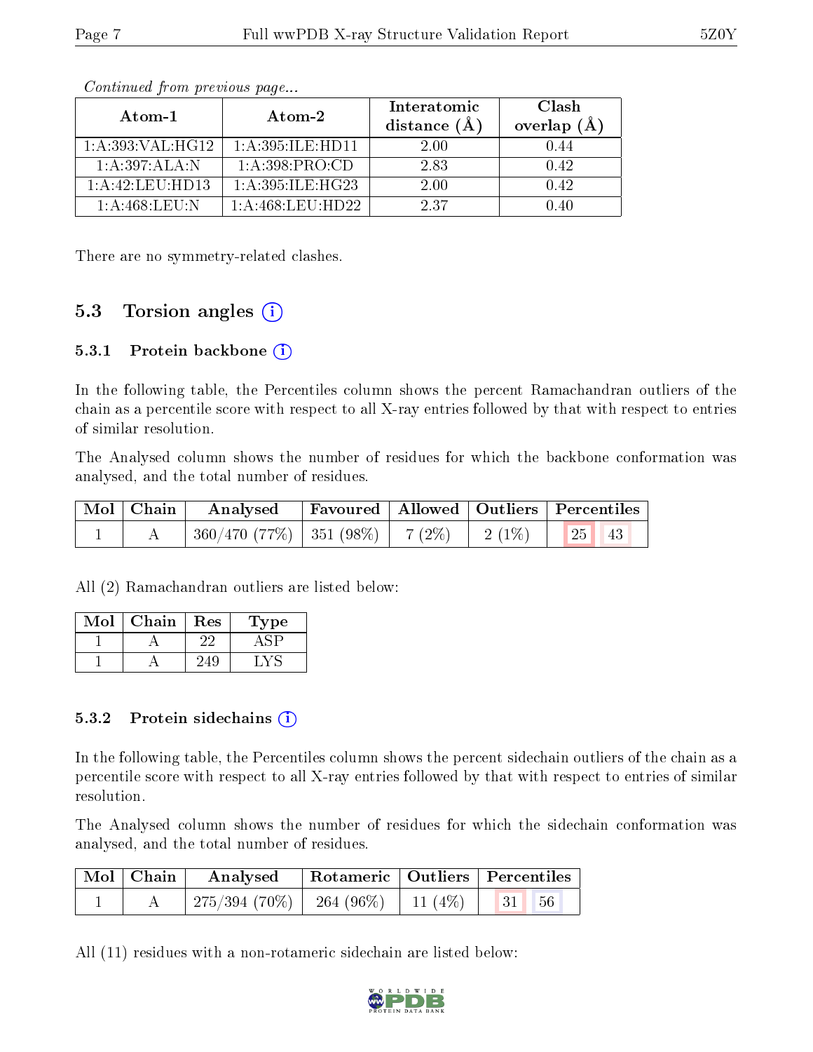*Continued from previous page...*

| Atom-1 | Atom-2 | Interatomic distance (Å) | Clash overlap (Å) |
|---|---|---|---|
| 1:A:393:VAL:HG12 | 1:A:395:ILE:HD11 | 2.00 | 0.44 |
| 1:A:397:ALA:N | 1:A:398:PRO:CD | 2.83 | 0.42 |
| 1:A:42:LEU:HD13 | 1:A:395:ILE:HG23 | 2.00 | 0.42 |
| 1:A:468:LEU:N | 1:A:468:LEU:HD22 | 2.37 | 0.40 |

There are no symmetry-related clashes.

## 5.3 Torsion angles

### 5.3.1 Protein backbone

In the following table, the Percentiles column shows the percent Ramachandran outliers of the chain as a percentile score with respect to all X-ray entries followed by that with respect to entries of similar resolution.

The Analysed column shows the number of residues for which the backbone conformation was analysed, and the total number of residues.

| Mol | Chain | Analysed | Favoured | Allowed | Outliers | Percentiles | |
|---|---|---|---|---|---|---|---|
| 1 | A | 360/470 (77%) | 351 (98%) | 7 (2%) | 2 (1%) | 25 | 43 |

All (2) Ramachandran outliers are listed below:

| Mol | Chain | Res | Type |
|---|---|---|---|
| 1 | A | 22 | ASP |
| 1 | A | 249 | LYS |

### 5.3.2 Protein sidechains

In the following table, the Percentiles column shows the percent sidechain outliers of the chain as a percentile score with respect to all X-ray entries followed by that with respect to entries of similar resolution.

The Analysed column shows the number of residues for which the sidechain conformation was analysed, and the total number of residues.

| Mol | Chain | Analysed | Rotameric | Outliers | Percentiles | |
|---|---|---|---|---|---|---|
| 1 | A | 275/394 (70%) | 264 (96%) | 11 (4%) | 31 | 56 |

All (11) residues with a non-rotameric sidechain are listed below: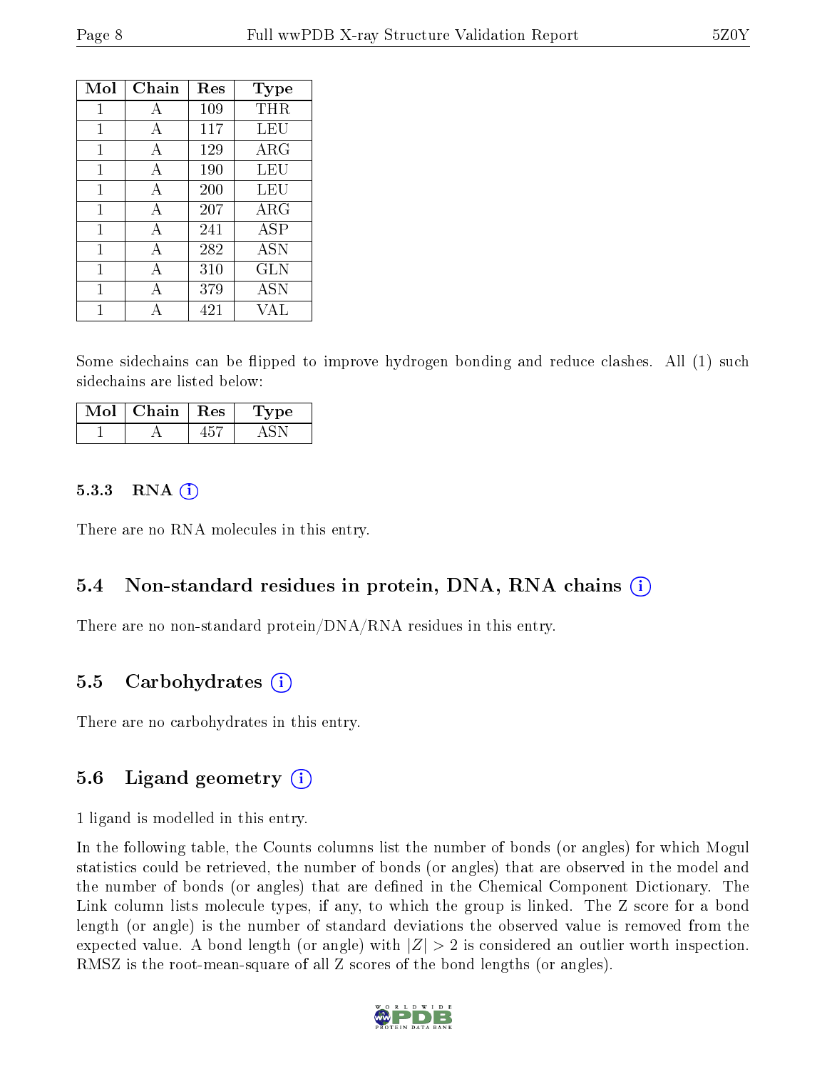| Mol | Chain | Res | Type |
|---|---|---|---|
| 1 | A | 109 | THR |
| 1 | A | 117 | LEU |
| 1 | A | 129 | ARG |
| 1 | A | 190 | LEU |
| 1 | A | 200 | LEU |
| 1 | A | 207 | ARG |
| 1 | A | 241 | ASP |
| 1 | A | 282 | ASN |
| 1 | A | 310 | GLN |
| 1 | A | 379 | ASN |
| 1 | A | 421 | VAL |

Some sidechains can be flipped to improve hydrogen bonding and reduce clashes. All (1) such sidechains are listed below:

| Mol | Chain | Res | Type |
|---|---|---|---|
| 1 | A | 457 | ASN |

### 5.3.3 RNA

There are no RNA molecules in this entry.

## 5.4 Non-standard residues in protein, DNA, RNA chains

There are no non-standard protein/DNA/RNA residues in this entry.

## 5.5 Carbohydrates

There are no carbohydrates in this entry.

## 5.6 Ligand geometry

1 ligand is modelled in this entry.

In the following table, the Counts columns list the number of bonds (or angles) for which Mogul statistics could be retrieved, the number of bonds (or angles) that are observed in the model and the number of bonds (or angles) that are defined in the Chemical Component Dictionary. The Link column lists molecule types, if any, to which the group is linked. The Z score for a bond length (or angle) is the number of standard deviations the observed value is removed from the expected value. A bond length (or angle) with $|Z| > 2$ is considered an outlier worth inspection. RMSZ is the root-mean-square of all Z scores of the bond lengths (or angles).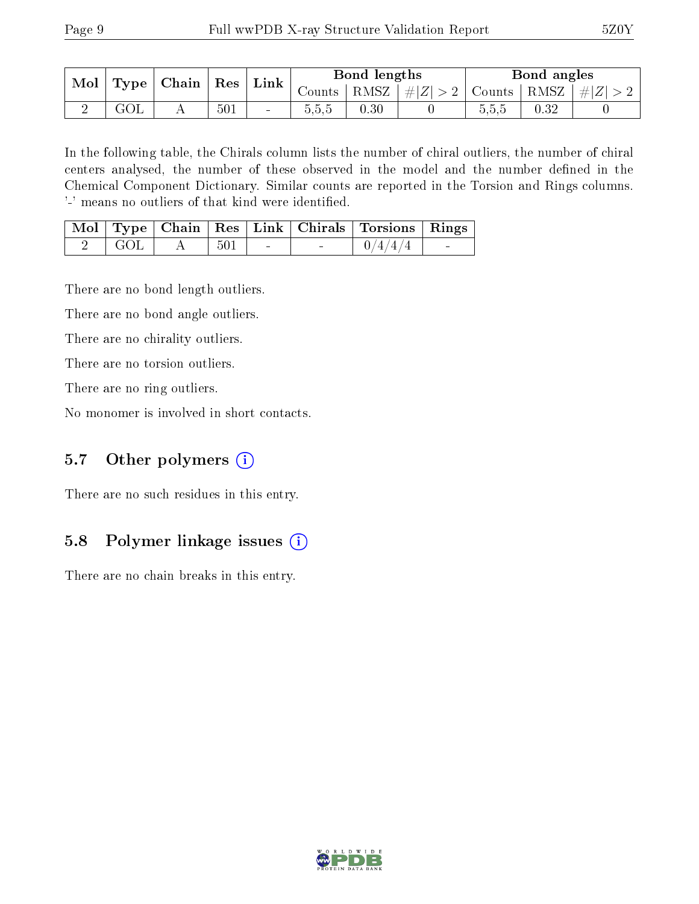| Mol | Type | Chain | Res | Link | Bond lengths | | | Bond angles | | |
|---|---|---|---|---|---|---|---|---|---|---|
| | | | | | Counts | RMSZ | $\#\|Z\| > 2$ | Counts | RMSZ | $\#\|Z\| > 2$ |
| 2 | GOL | A | 501 | - | 5,5,5 | 0.30 | 0 | 5,5,5 | 0.32 | 0 |

In the following table, the Chirals column lists the number of chiral outliers, the number of chiral centers analysed, the number of these observed in the model and the number defined in the Chemical Component Dictionary. Similar counts are reported in the Torsion and Rings columns. '-' means no outliers of that kind were identified.

| Mol | Type | Chain | Res | Link | Chirals | Torsions | Rings |
|---|---|---|---|---|---|---|---|
| 2 | GOL | A | 501 | - | - | 0/4/4/4 | - |

There are no bond length outliers.

There are no bond angle outliers.

There are no chirality outliers.

There are no torsion outliers.

There are no ring outliers.

No monomer is involved in short contacts.

### 5.7 Other polymers

There are no such residues in this entry.

### 5.8 Polymer linkage issues

There are no chain breaks in this entry.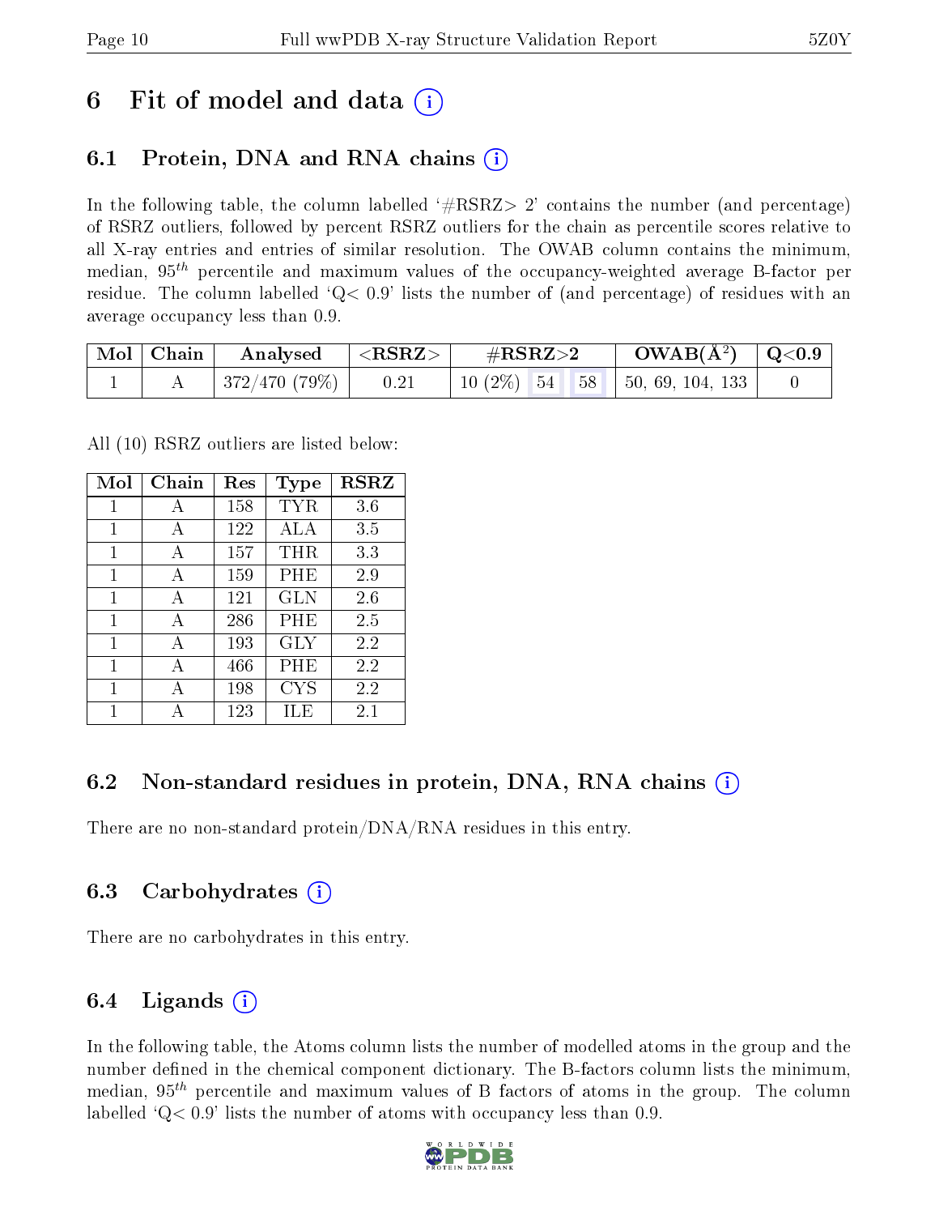# 6 Fit of model and data (i)

## 6.1 Protein, DNA and RNA chains (i)

In the following table, the column labelled '#RSRZ> 2' contains the number (and percentage) of RSRZ outliers, followed by percent RSRZ outliers for the chain as percentile scores relative to all X-ray entries and entries of similar resolution. The OWAB column contains the minimum, median, $95^{th}$ percentile and maximum values of the occupancy-weighted average B-factor per residue. The column labelled 'Q< 0.9' lists the number of (and percentage) of residues with an average occupancy less than 0.9.

| Mol | Chain | Analysed | <RSRZ> | #RSRZ>2 | | | OWAB(Å$^2$) | Q<0.9 |
|---|---|---|---|---|---|---|---|---|
| 1 | A | 372/470 (79%) | 0.21 | 10 (2%) | 54 | 58 | 50, 69, 104, 133 | 0 |

All (10) RSRZ outliers are listed below:

| Mol | Chain | Res | Type | RSRZ |
|---|---|---|---|---|
| 1 | A | 158 | TYR | 3.6 |
| 1 | A | 122 | ALA | 3.5 |
| 1 | A | 157 | THR | 3.3 |
| 1 | A | 159 | PHE | 2.9 |
| 1 | A | 121 | GLN | 2.6 |
| 1 | A | 286 | PHE | 2.5 |
| 1 | A | 193 | GLY | 2.2 |
| 1 | A | 466 | PHE | 2.2 |
| 1 | A | 198 | CYS | 2.2 |
| 1 | A | 123 | ILE | 2.1 |

## 6.2 Non-standard residues in protein, DNA, RNA chains (i)

There are no non-standard protein/DNA/RNA residues in this entry.

## 6.3 Carbohydrates (i)

There are no carbohydrates in this entry.

## 6.4 Ligands (i)

In the following table, the Atoms column lists the number of modelled atoms in the group and the number defined in the chemical component dictionary. The B-factors column lists the minimum, median, $95^{th}$ percentile and maximum values of B factors of atoms in the group. The column labelled 'Q< 0.9' lists the number of atoms with occupancy less than 0.9.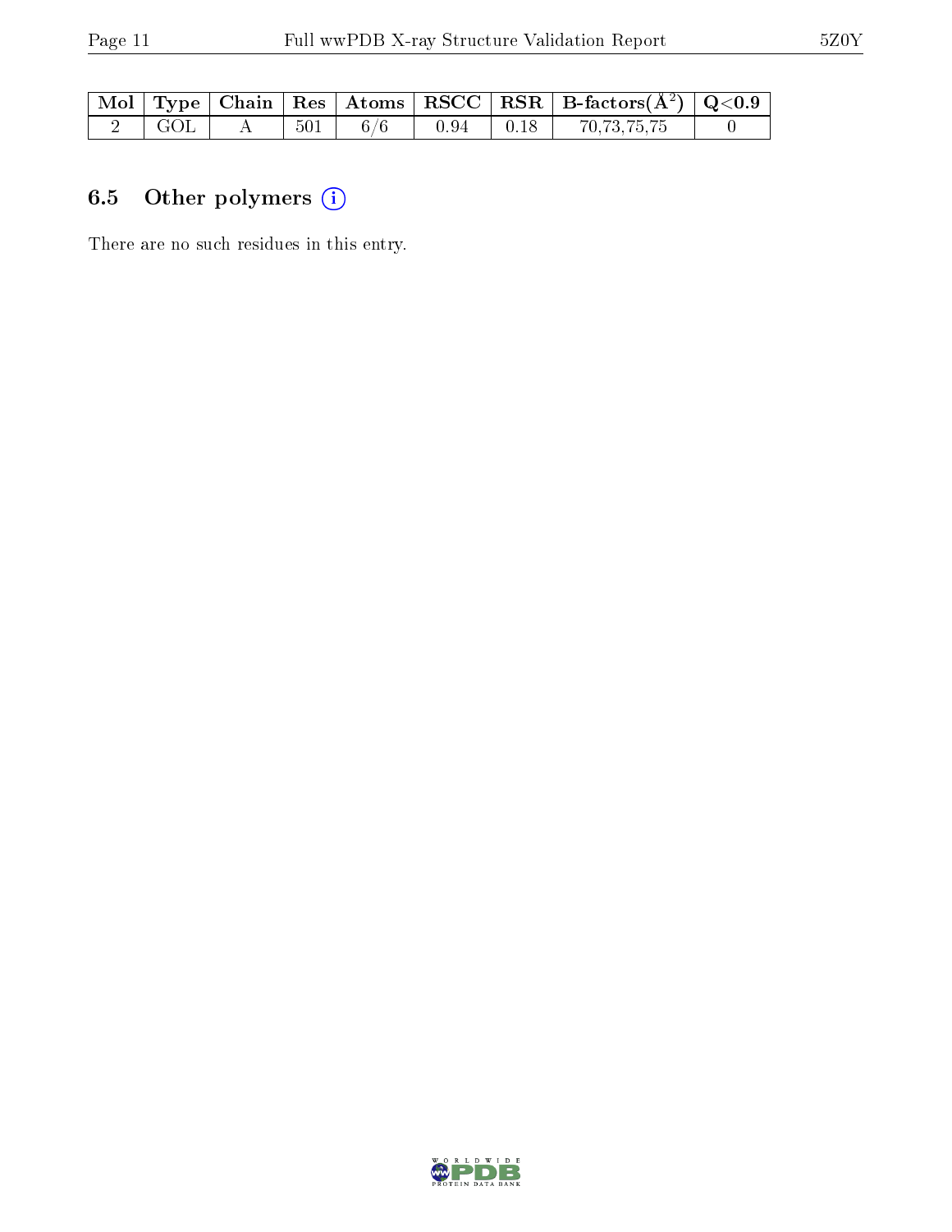| Mol | Type | Chain | Res | Atoms | RSCC | RSR | B-factors($Å^2$) | Q<0.9 |
|---|---|---|---|---|---|---|---|---|
| 2 | GOL | A | 501 | 6/6 | 0.94 | 0.18 | 70,73,75,75 | 0 |

### 6.5 Other polymers (i)

There are no such residues in this entry.